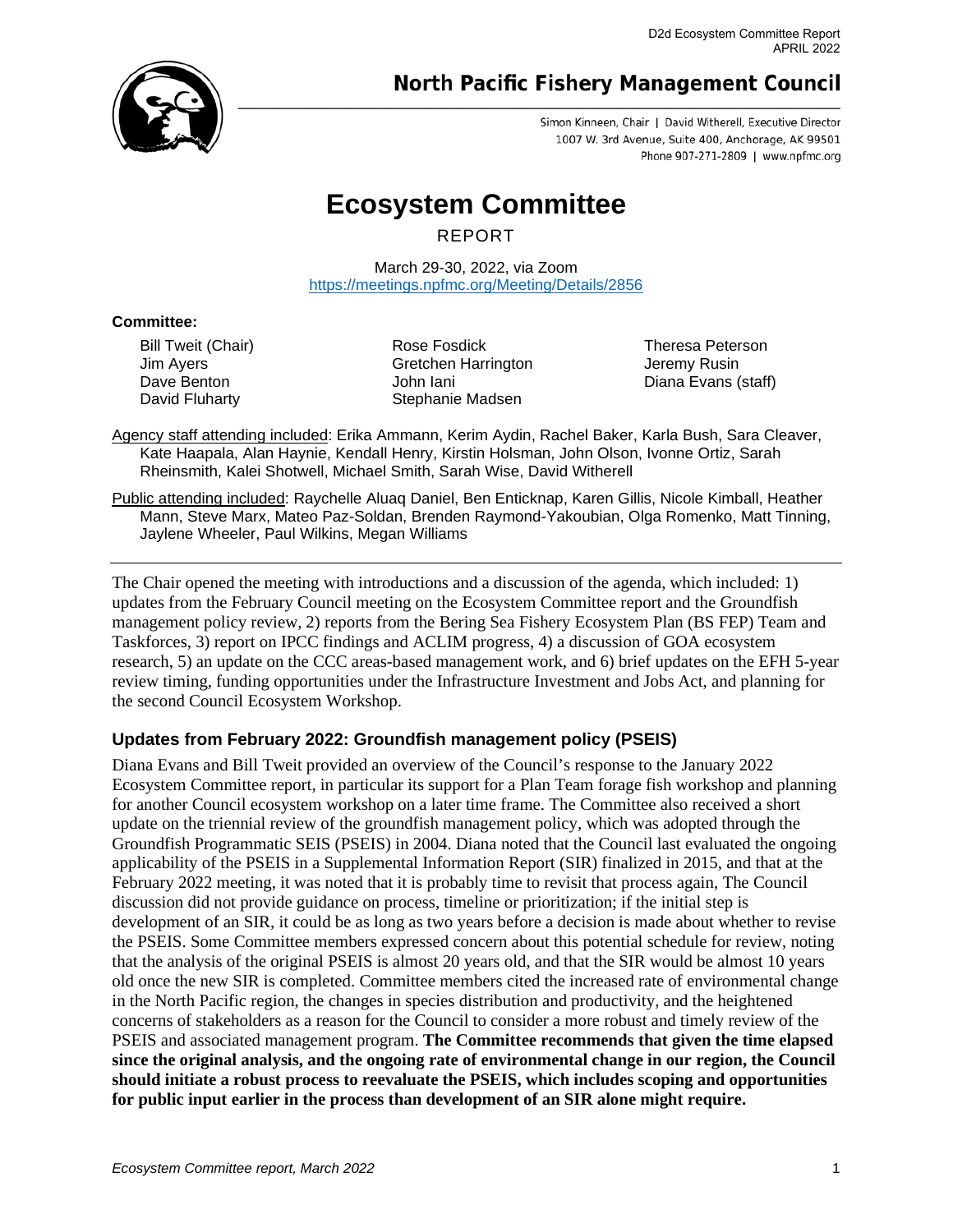D2d Ecosystem Committee Report
APRIL 2022

**North Pacific Fishery Management Council**

Simon Kinneen, Chair | David Witherell, Executive Director
1007 W. 3rd Avenue, Suite 400, Anchorage, AK 99501
Phone 907-271-2809 | www.npfmc.org

# Ecosystem Committee

REPORT

March 29-30, 2022, via Zoom
https://meetings.npfmc.org/Meeting/Details/2856

**Committee:**

Bill Tweit (Chair)
Jim Ayers
Dave Benton
David Fluharty
Rose Fosdick
Gretchen Harrington
John Iani
Stephanie Madsen
Theresa Peterson
Jeremy Rusin
Diana Evans (staff)

Agency staff attending included: Erika Ammann, Kerim Aydin, Rachel Baker, Karla Bush, Sara Cleaver, Kate Haapala, Alan Haynie, Kendall Henry, Kirstin Holsman, John Olson, Ivonne Ortiz, Sarah Rheinsmith, Kalei Shotwell, Michael Smith, Sarah Wise, David Witherell

Public attending included: Raychelle Aluaq Daniel, Ben Enticknap, Karen Gillis, Nicole Kimball, Heather Mann, Steve Marx, Mateo Paz-Soldan, Brenden Raymond-Yakoubian, Olga Romenko, Matt Tinning, Jaylene Wheeler, Paul Wilkins, Megan Williams

---

The Chair opened the meeting with introductions and a discussion of the agenda, which included: 1) updates from the February Council meeting on the Ecosystem Committee report and the Groundfish management policy review, 2) reports from the Bering Sea Fishery Ecosystem Plan (BS FEP) Team and Taskforces, 3) report on IPCC findings and ACLIM progress, 4) a discussion of GOA ecosystem research, 5) an update on the CCC areas-based management work, and 6) brief updates on the EFH 5-year review timing, funding opportunities under the Infrastructure Investment and Jobs Act, and planning for the second Council Ecosystem Workshop.

### Updates from February 2022: Groundfish management policy (PSEIS)

Diana Evans and Bill Tweit provided an overview of the Council's response to the January 2022 Ecosystem Committee report, in particular its support for a Plan Team forage fish workshop and planning for another Council ecosystem workshop on a later time frame. The Committee also received a short update on the triennial review of the groundfish management policy, which was adopted through the Groundfish Programmatic SEIS (PSEIS) in 2004. Diana noted that the Council last evaluated the ongoing applicability of the PSEIS in a Supplemental Information Report (SIR) finalized in 2015, and that at the February 2022 meeting, it was noted that it is probably time to revisit that process again, The Council discussion did not provide guidance on process, timeline or prioritization; if the initial step is development of an SIR, it could be as long as two years before a decision is made about whether to revise the PSEIS. Some Committee members expressed concern about this potential schedule for review, noting that the analysis of the original PSEIS is almost 20 years old, and that the SIR would be almost 10 years old once the new SIR is completed. Committee members cited the increased rate of environmental change in the North Pacific region, the changes in species distribution and productivity, and the heightened concerns of stakeholders as a reason for the Council to consider a more robust and timely review of the PSEIS and associated management program. **The Committee recommends that given the time elapsed since the original analysis, and the ongoing rate of environmental change in our region, the Council should initiate a robust process to reevaluate the PSEIS, which includes scoping and opportunities for public input earlier in the process than development of an SIR alone might require.**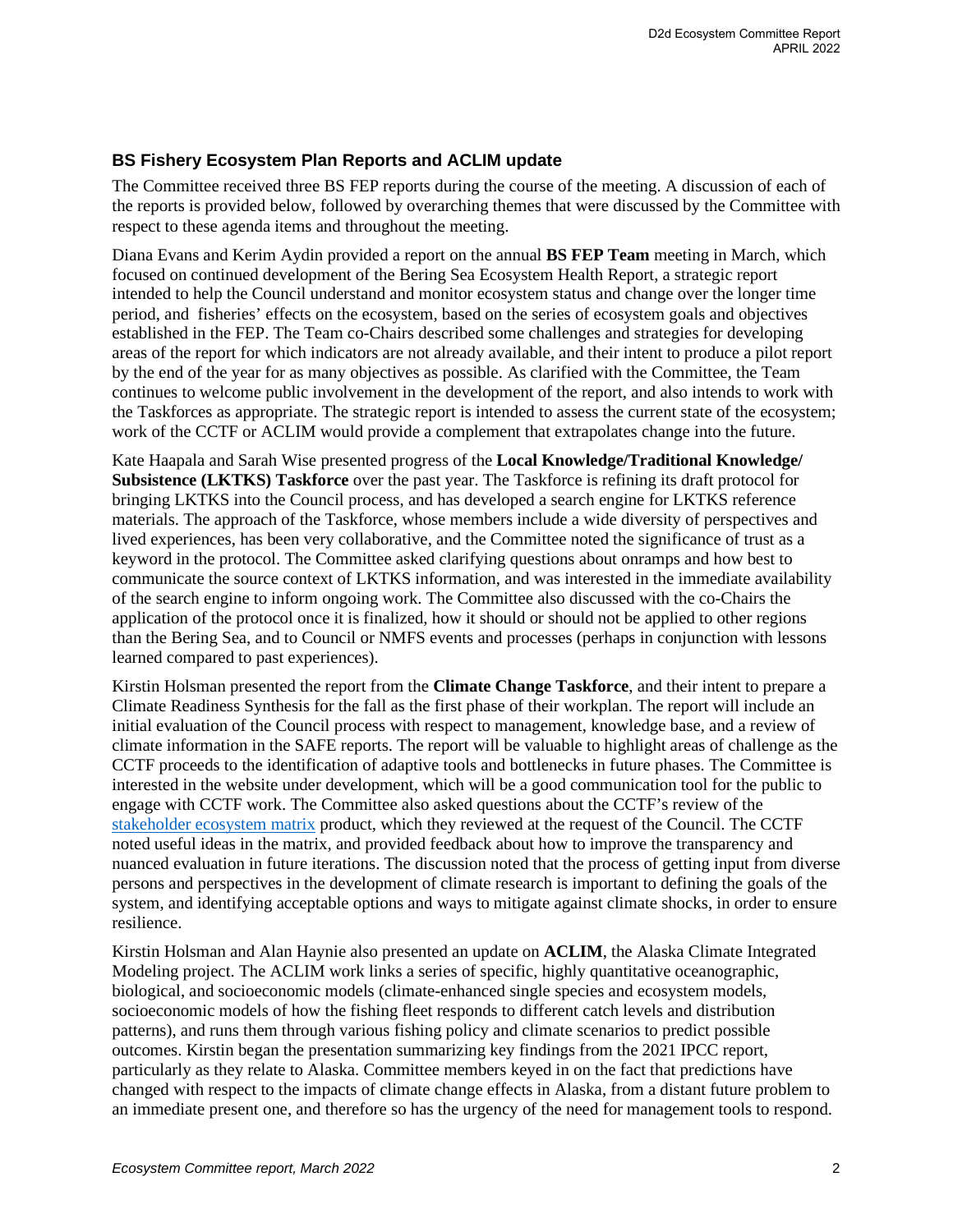## BS Fishery Ecosystem Plan Reports and ACLIM update

The Committee received three BS FEP reports during the course of the meeting. A discussion of each of the reports is provided below, followed by overarching themes that were discussed by the Committee with respect to these agenda items and throughout the meeting.

Diana Evans and Kerim Aydin provided a report on the annual **BS FEP Team** meeting in March, which focused on continued development of the Bering Sea Ecosystem Health Report, a strategic report intended to help the Council understand and monitor ecosystem status and change over the longer time period, and fisheries' effects on the ecosystem, based on the series of ecosystem goals and objectives established in the FEP. The Team co-Chairs described some challenges and strategies for developing areas of the report for which indicators are not already available, and their intent to produce a pilot report by the end of the year for as many objectives as possible. As clarified with the Committee, the Team continues to welcome public involvement in the development of the report, and also intends to work with the Taskforces as appropriate. The strategic report is intended to assess the current state of the ecosystem; work of the CCTF or ACLIM would provide a complement that extrapolates change into the future.

Kate Haapala and Sarah Wise presented progress of the **Local Knowledge/Traditional Knowledge/ Subsistence (LKTKS) Taskforce** over the past year. The Taskforce is refining its draft protocol for bringing LKTKS into the Council process, and has developed a search engine for LKTKS reference materials. The approach of the Taskforce, whose members include a wide diversity of perspectives and lived experiences, has been very collaborative, and the Committee noted the significance of trust as a keyword in the protocol. The Committee asked clarifying questions about onramps and how best to communicate the source context of LKTKS information, and was interested in the immediate availability of the search engine to inform ongoing work. The Committee also discussed with the co-Chairs the application of the protocol once it is finalized, how it should or should not be applied to other regions than the Bering Sea, and to Council or NMFS events and processes (perhaps in conjunction with lessons learned compared to past experiences).

Kirstin Holsman presented the report from the **Climate Change Taskforce**, and their intent to prepare a Climate Readiness Synthesis for the fall as the first phase of their workplan. The report will include an initial evaluation of the Council process with respect to management, knowledge base, and a review of climate information in the SAFE reports. The report will be valuable to highlight areas of challenge as the CCTF proceeds to the identification of adaptive tools and bottlenecks in future phases. The Committee is interested in the website under development, which will be a good communication tool for the public to engage with CCTF work. The Committee also asked questions about the CCTF's review of the stakeholder ecosystem matrix product, which they reviewed at the request of the Council. The CCTF noted useful ideas in the matrix, and provided feedback about how to improve the transparency and nuanced evaluation in future iterations. The discussion noted that the process of getting input from diverse persons and perspectives in the development of climate research is important to defining the goals of the system, and identifying acceptable options and ways to mitigate against climate shocks, in order to ensure resilience.

Kirstin Holsman and Alan Haynie also presented an update on **ACLIM**, the Alaska Climate Integrated Modeling project. The ACLIM work links a series of specific, highly quantitative oceanographic, biological, and socioeconomic models (climate-enhanced single species and ecosystem models, socioeconomic models of how the fishing fleet responds to different catch levels and distribution patterns), and runs them through various fishing policy and climate scenarios to predict possible outcomes. Kirstin began the presentation summarizing key findings from the 2021 IPCC report, particularly as they relate to Alaska. Committee members keyed in on the fact that predictions have changed with respect to the impacts of climate change effects in Alaska, from a distant future problem to an immediate present one, and therefore so has the urgency of the need for management tools to respond.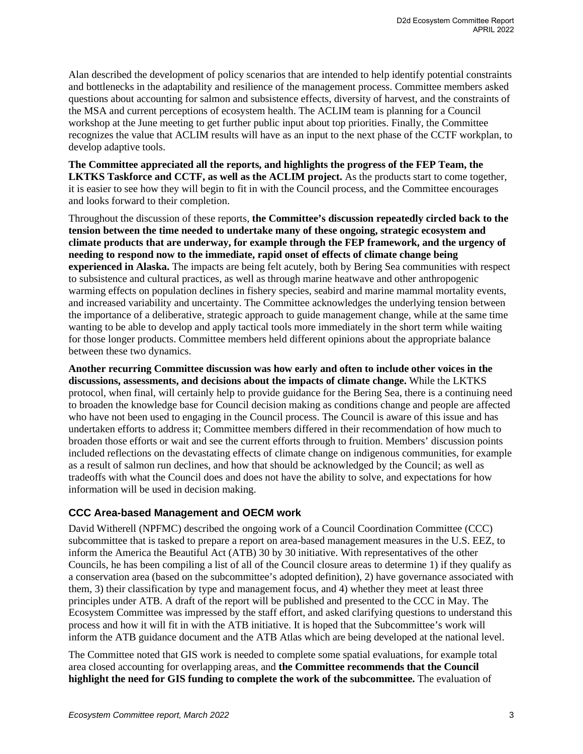Alan described the development of policy scenarios that are intended to help identify potential constraints and bottlenecks in the adaptability and resilience of the management process. Committee members asked questions about accounting for salmon and subsistence effects, diversity of harvest, and the constraints of the MSA and current perceptions of ecosystem health. The ACLIM team is planning for a Council workshop at the June meeting to get further public input about top priorities. Finally, the Committee recognizes the value that ACLIM results will have as an input to the next phase of the CCTF workplan, to develop adaptive tools.

**The Committee appreciated all the reports, and highlights the progress of the FEP Team, the LKTKS Taskforce and CCTF, as well as the ACLIM project.** As the products start to come together, it is easier to see how they will begin to fit in with the Council process, and the Committee encourages and looks forward to their completion.

Throughout the discussion of these reports, **the Committee's discussion repeatedly circled back to the tension between the time needed to undertake many of these ongoing, strategic ecosystem and climate products that are underway, for example through the FEP framework, and the urgency of needing to respond now to the immediate, rapid onset of effects of climate change being experienced in Alaska.** The impacts are being felt acutely, both by Bering Sea communities with respect to subsistence and cultural practices, as well as through marine heatwave and other anthropogenic warming effects on population declines in fishery species, seabird and marine mammal mortality events, and increased variability and uncertainty. The Committee acknowledges the underlying tension between the importance of a deliberative, strategic approach to guide management change, while at the same time wanting to be able to develop and apply tactical tools more immediately in the short term while waiting for those longer products. Committee members held different opinions about the appropriate balance between these two dynamics.

**Another recurring Committee discussion was how early and often to include other voices in the discussions, assessments, and decisions about the impacts of climate change.** While the LKTKS protocol, when final, will certainly help to provide guidance for the Bering Sea, there is a continuing need to broaden the knowledge base for Council decision making as conditions change and people are affected who have not been used to engaging in the Council process. The Council is aware of this issue and has undertaken efforts to address it; Committee members differed in their recommendation of how much to broaden those efforts or wait and see the current efforts through to fruition. Members' discussion points included reflections on the devastating effects of climate change on indigenous communities, for example as a result of salmon run declines, and how that should be acknowledged by the Council; as well as tradeoffs with what the Council does and does not have the ability to solve, and expectations for how information will be used in decision making.

## CCC Area-based Management and OECM work

David Witherell (NPFMC) described the ongoing work of a Council Coordination Committee (CCC) subcommittee that is tasked to prepare a report on area-based management measures in the U.S. EEZ, to inform the America the Beautiful Act (ATB) 30 by 30 initiative. With representatives of the other Councils, he has been compiling a list of all of the Council closure areas to determine 1) if they qualify as a conservation area (based on the subcommittee's adopted definition), 2) have governance associated with them, 3) their classification by type and management focus, and 4) whether they meet at least three principles under ATB. A draft of the report will be published and presented to the CCC in May. The Ecosystem Committee was impressed by the staff effort, and asked clarifying questions to understand this process and how it will fit in with the ATB initiative. It is hoped that the Subcommittee's work will inform the ATB guidance document and the ATB Atlas which are being developed at the national level.

The Committee noted that GIS work is needed to complete some spatial evaluations, for example total area closed accounting for overlapping areas, and **the Committee recommends that the Council highlight the need for GIS funding to complete the work of the subcommittee.** The evaluation of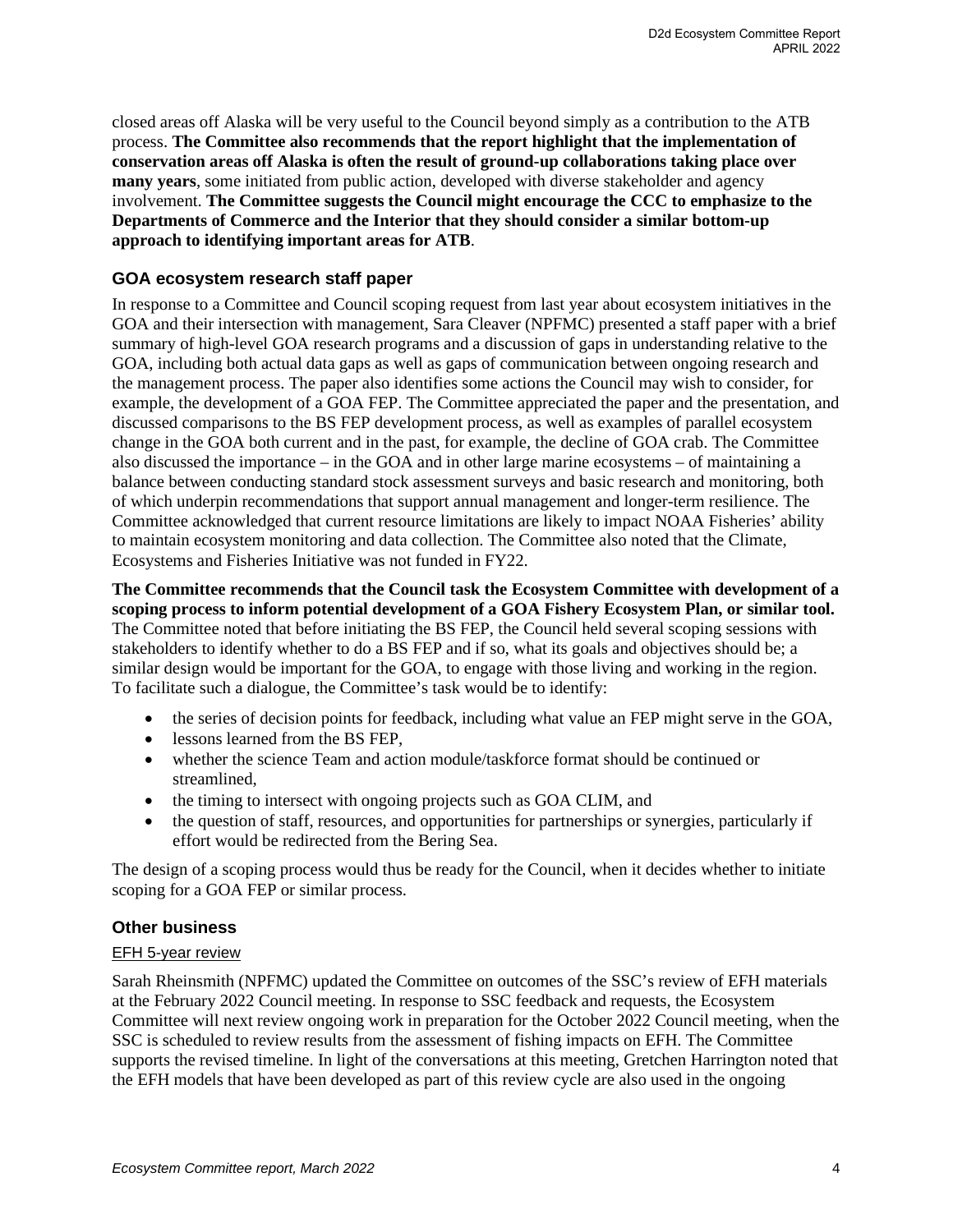closed areas off Alaska will be very useful to the Council beyond simply as a contribution to the ATB process. **The Committee also recommends that the report highlight that the implementation of conservation areas off Alaska is often the result of ground-up collaborations taking place over many years**, some initiated from public action, developed with diverse stakeholder and agency involvement. **The Committee suggests the Council might encourage the CCC to emphasize to the Departments of Commerce and the Interior that they should consider a similar bottom-up approach to identifying important areas for ATB**.

## GOA ecosystem research staff paper

In response to a Committee and Council scoping request from last year about ecosystem initiatives in the GOA and their intersection with management, Sara Cleaver (NPFMC) presented a staff paper with a brief summary of high-level GOA research programs and a discussion of gaps in understanding relative to the GOA, including both actual data gaps as well as gaps of communication between ongoing research and the management process. The paper also identifies some actions the Council may wish to consider, for example, the development of a GOA FEP. The Committee appreciated the paper and the presentation, and discussed comparisons to the BS FEP development process, as well as examples of parallel ecosystem change in the GOA both current and in the past, for example, the decline of GOA crab. The Committee also discussed the importance – in the GOA and in other large marine ecosystems – of maintaining a balance between conducting standard stock assessment surveys and basic research and monitoring, both of which underpin recommendations that support annual management and longer-term resilience. The Committee acknowledged that current resource limitations are likely to impact NOAA Fisheries' ability to maintain ecosystem monitoring and data collection. The Committee also noted that the Climate, Ecosystems and Fisheries Initiative was not funded in FY22.

**The Committee recommends that the Council task the Ecosystem Committee with development of a scoping process to inform potential development of a GOA Fishery Ecosystem Plan, or similar tool.** The Committee noted that before initiating the BS FEP, the Council held several scoping sessions with stakeholders to identify whether to do a BS FEP and if so, what its goals and objectives should be; a similar design would be important for the GOA, to engage with those living and working in the region. To facilitate such a dialogue, the Committee's task would be to identify:

- the series of decision points for feedback, including what value an FEP might serve in the GOA,
- lessons learned from the BS FEP,
- whether the science Team and action module/taskforce format should be continued or streamlined,
- the timing to intersect with ongoing projects such as GOA CLIM, and
- the question of staff, resources, and opportunities for partnerships or synergies, particularly if effort would be redirected from the Bering Sea.

The design of a scoping process would thus be ready for the Council, when it decides whether to initiate scoping for a GOA FEP or similar process.

## Other business

### EFH 5-year review

Sarah Rheinsmith (NPFMC) updated the Committee on outcomes of the SSC's review of EFH materials at the February 2022 Council meeting. In response to SSC feedback and requests, the Ecosystem Committee will next review ongoing work in preparation for the October 2022 Council meeting, when the SSC is scheduled to review results from the assessment of fishing impacts on EFH. The Committee supports the revised timeline. In light of the conversations at this meeting, Gretchen Harrington noted that the EFH models that have been developed as part of this review cycle are also used in the ongoing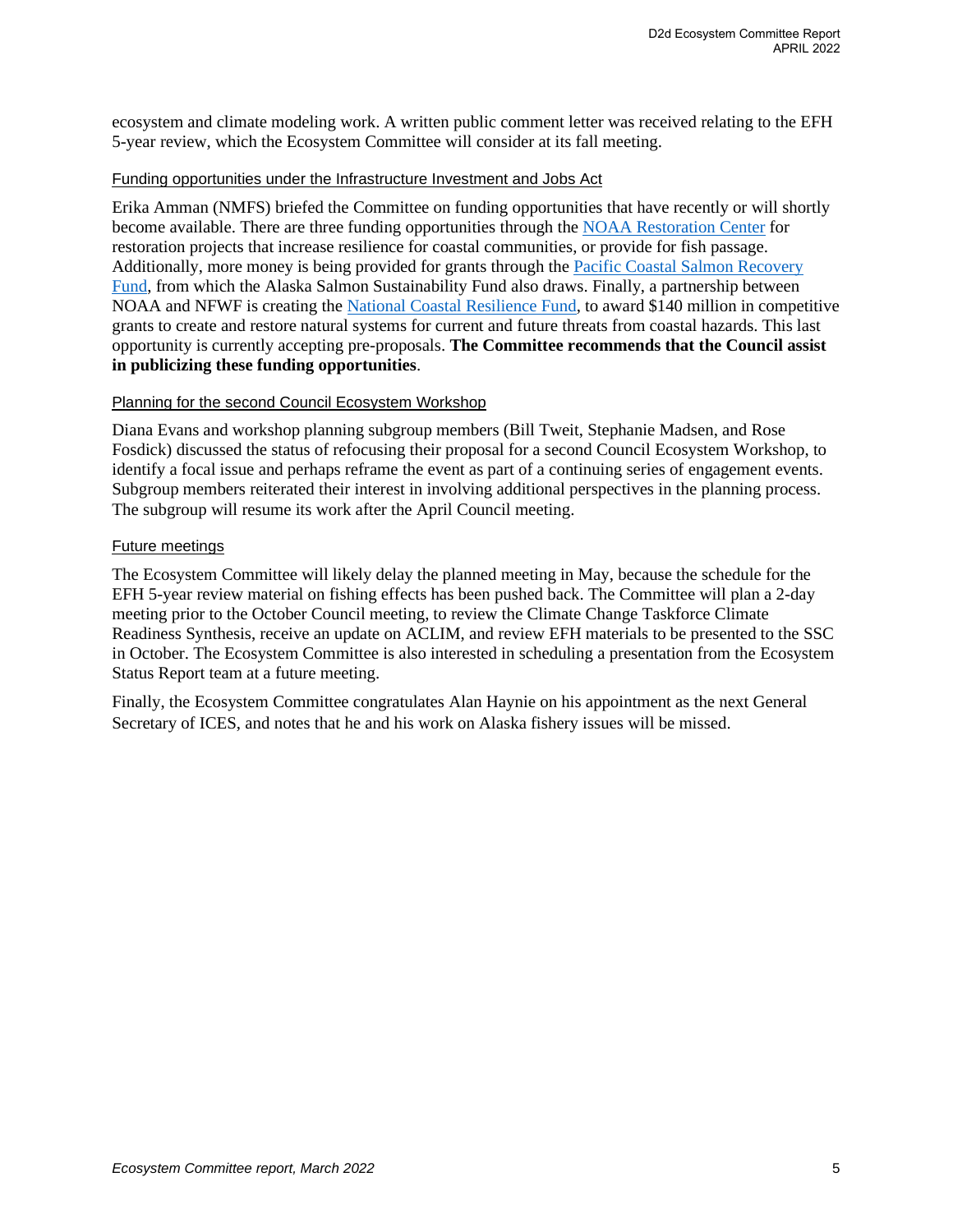ecosystem and climate modeling work. A written public comment letter was received relating to the EFH 5-year review, which the Ecosystem Committee will consider at its fall meeting.

### Funding opportunities under the Infrastructure Investment and Jobs Act

Erika Amman (NMFS) briefed the Committee on funding opportunities that have recently or will shortly become available. There are three funding opportunities through the NOAA Restoration Center for restoration projects that increase resilience for coastal communities, or provide for fish passage. Additionally, more money is being provided for grants through the Pacific Coastal Salmon Recovery Fund, from which the Alaska Salmon Sustainability Fund also draws. Finally, a partnership between NOAA and NFWF is creating the National Coastal Resilience Fund, to award $140 million in competitive grants to create and restore natural systems for current and future threats from coastal hazards. This last opportunity is currently accepting pre-proposals. **The Committee recommends that the Council assist in publicizing these funding opportunities**.

### Planning for the second Council Ecosystem Workshop

Diana Evans and workshop planning subgroup members (Bill Tweit, Stephanie Madsen, and Rose Fosdick) discussed the status of refocusing their proposal for a second Council Ecosystem Workshop, to identify a focal issue and perhaps reframe the event as part of a continuing series of engagement events. Subgroup members reiterated their interest in involving additional perspectives in the planning process. The subgroup will resume its work after the April Council meeting.

### Future meetings

The Ecosystem Committee will likely delay the planned meeting in May, because the schedule for the EFH 5-year review material on fishing effects has been pushed back. The Committee will plan a 2-day meeting prior to the October Council meeting, to review the Climate Change Taskforce Climate Readiness Synthesis, receive an update on ACLIM, and review EFH materials to be presented to the SSC in October. The Ecosystem Committee is also interested in scheduling a presentation from the Ecosystem Status Report team at a future meeting.

Finally, the Ecosystem Committee congratulates Alan Haynie on his appointment as the next General Secretary of ICES, and notes that he and his work on Alaska fishery issues will be missed.